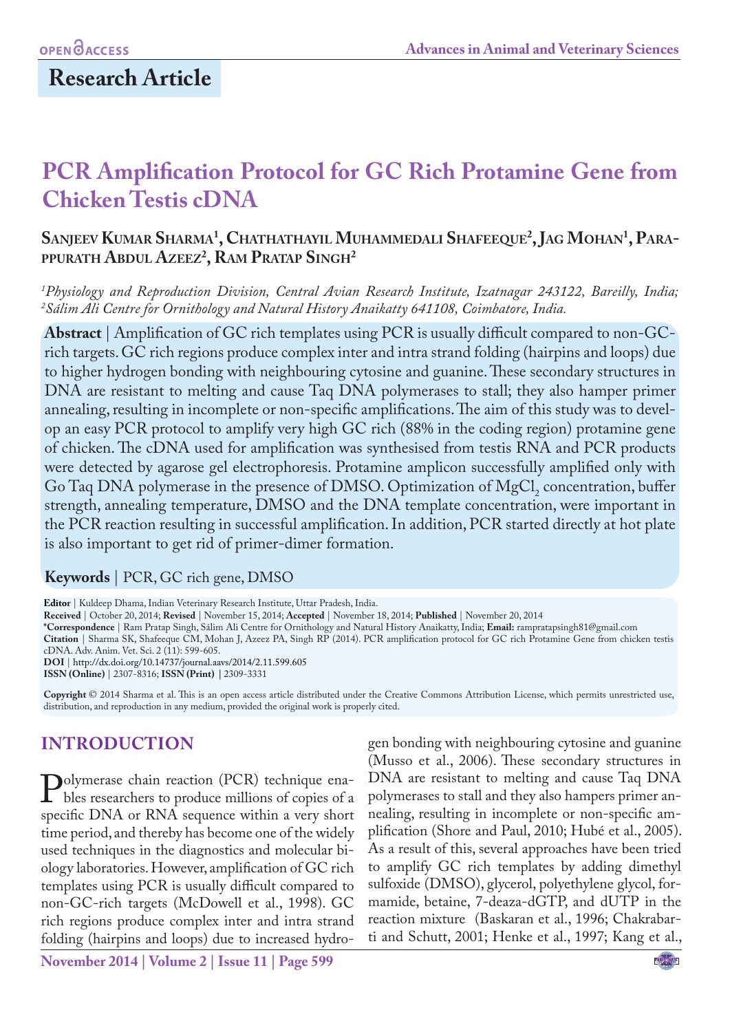OPEN ACCESS

## Research Article

# PCR Amplification Protocol for GC Rich Protamine Gene from Chicken Testis cDNA

**Sanjeev Kumar Sharma[1], Chathathayil Muhammedali Shafeeque[2], Jag Mohan[1], Parappurath Abdul Azeez[2], Ram Pratap Singh[2]**

*[1]Physiology and Reproduction Division, Central Avian Research Institute, Izatnagar 243122, Bareilly, India; [2]Sálim Ali Centre for Ornithology and Natural History Anaikatty 641108, Coimbatore, India.*

**Abstract** | Amplification of GC rich templates using PCR is usually difficult compared to non-GC-rich targets. GC rich regions produce complex inter and intra strand folding (hairpins and loops) due to higher hydrogen bonding with neighbouring cytosine and guanine. These secondary structures in DNA are resistant to melting and cause Taq DNA polymerases to stall; they also hamper primer annealing, resulting in incomplete or non-specific amplifications. The aim of this study was to develop an easy PCR protocol to amplify very high GC rich (88% in the coding region) protamine gene of chicken. The cDNA used for amplification was synthesised from testis RNA and PCR products were detected by agarose gel electrophoresis. Protamine amplicon successfully amplified only with Go Taq DNA polymerase in the presence of DMSO. Optimization of $MgCl_2$ concentration, buffer strength, annealing temperature, DMSO and the DNA template concentration, were important in the PCR reaction resulting in successful amplification. In addition, PCR started directly at hot plate is also important to get rid of primer-dimer formation.

**Keywords** | PCR, GC rich gene, DMSO

**Editor** | Kuldeep Dhama, Indian Veterinary Research Institute, Uttar Pradesh, India.
**Received** | October 20, 2014; **Revised** | November 15, 2014; **Accepted** | November 18, 2014; **Published** | November 20, 2014
**\*Correspondence** | Ram Pratap Singh, Sálim Ali Centre for Ornithology and Natural History Anaikatty, India; **Email:** rampratapsingh81@gmail.com
**Citation** | Sharma SK, Shafeeque CM, Mohan J, Azeez PA, Singh RP (2014). PCR amplification protocol for GC rich Protamine Gene from chicken testis cDNA. Adv. Anim. Vet. Sci. 2 (11): 599-605.
**DOI** | http://dx.doi.org/10.14737/journal.aavs/2014/2.11.599.605
**ISSN (Online)** | 2307-8316; **ISSN (Print)** | 2309-3331

**Copyright** © 2014 Sharma et al. This is an open access article distributed under the Creative Commons Attribution License, which permits unrestricted use, distribution, and reproduction in any medium, provided the original work is properly cited.

## INTRODUCTION

Polymerase chain reaction (PCR) technique enables researchers to produce millions of copies of a specific DNA or RNA sequence within a very short time period, and thereby has become one of the widely used techniques in the diagnostics and molecular biology laboratories. However, amplification of GC rich templates using PCR is usually difficult compared to non-GC-rich targets (McDowell et al., 1998). GC rich regions produce complex inter and intra strand folding (hairpins and loops) due to increased hydrogen bonding with neighbouring cytosine and guanine (Musso et al., 2006). These secondary structures in DNA are resistant to melting and cause Taq DNA polymerases to stall and they also hampers primer annealing, resulting in incomplete or non-specific amplification (Shore and Paul, 2010; Hubé et al., 2005). As a result of this, several approaches have been tried to amplify GC rich templates by adding dimethyl sulfoxide (DMSO), glycerol, polyethylene glycol, formamide, betaine, 7-deaza-dGTP, and dUTP in the reaction mixture (Baskaran et al., 1996; Chakrabarti and Schutt, 2001; Henke et al., 1997; Kang et al.,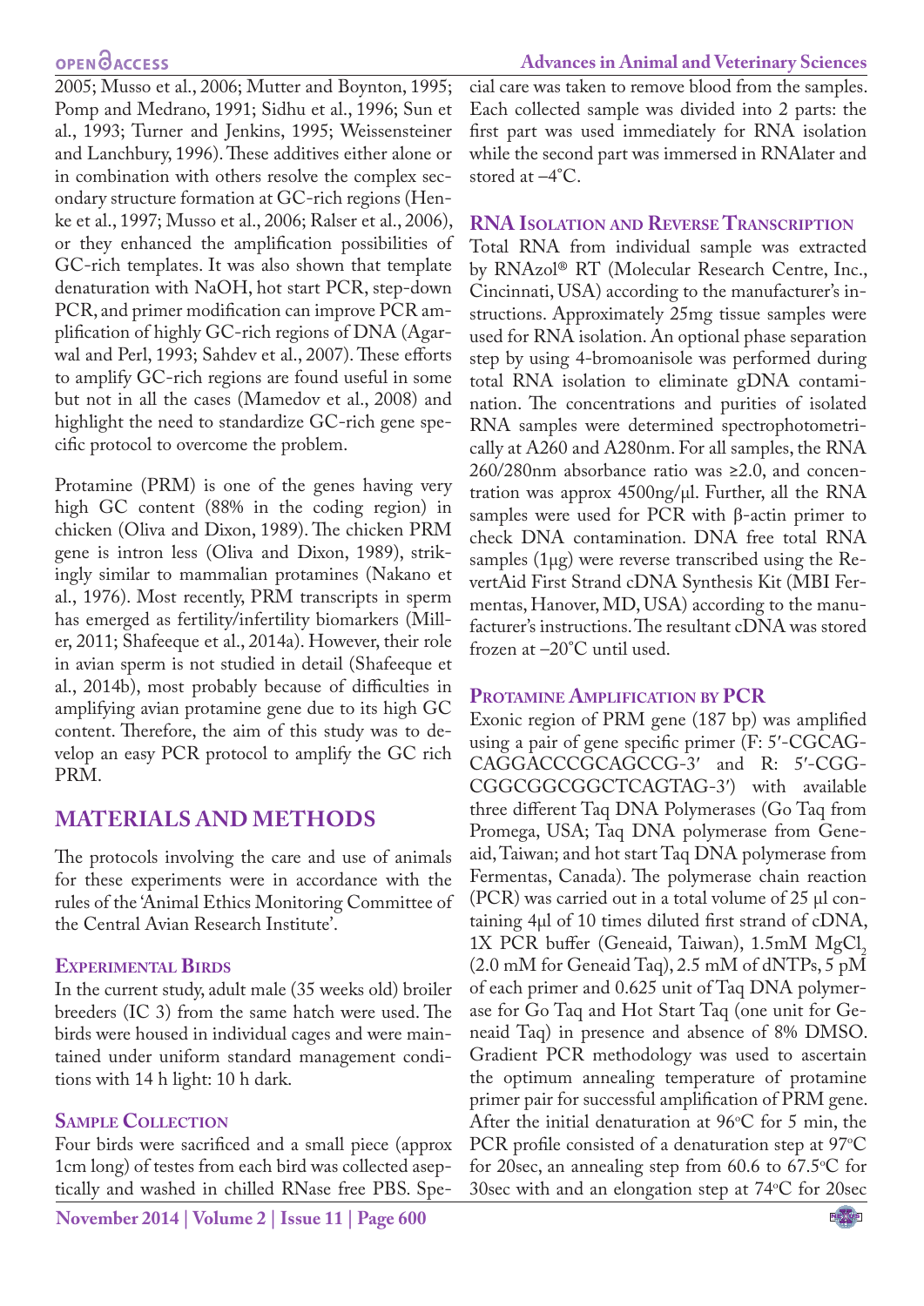2005; Musso et al., 2006; Mutter and Boynton, 1995; Pomp and Medrano, 1991; Sidhu et al., 1996; Sun et al., 1993; Turner and Jenkins, 1995; Weissensteiner and Lanchbury, 1996). These additives either alone or in combination with others resolve the complex secondary structure formation at GC-rich regions (Henke et al., 1997; Musso et al., 2006; Ralser et al., 2006), or they enhanced the amplification possibilities of GC-rich templates. It was also shown that template denaturation with NaOH, hot start PCR, step-down PCR, and primer modification can improve PCR amplification of highly GC-rich regions of DNA (Agarwal and Perl, 1993; Sahdev et al., 2007). These efforts to amplify GC-rich regions are found useful in some but not in all the cases (Mamedov et al., 2008) and highlight the need to standardize GC-rich gene specific protocol to overcome the problem.

Protamine (PRM) is one of the genes having very high GC content (88% in the coding region) in chicken (Oliva and Dixon, 1989). The chicken PRM gene is intron less (Oliva and Dixon, 1989), strikingly similar to mammalian protamines (Nakano et al., 1976). Most recently, PRM transcripts in sperm has emerged as fertility/infertility biomarkers (Miller, 2011; Shafeeque et al., 2014a). However, their role in avian sperm is not studied in detail (Shafeeque et al., 2014b), most probably because of difficulties in amplifying avian protamine gene due to its high GC content. Therefore, the aim of this study was to develop an easy PCR protocol to amplify the GC rich PRM.

## MATERIALS AND METHODS

The protocols involving the care and use of animals for these experiments were in accordance with the rules of the 'Animal Ethics Monitoring Committee of the Central Avian Research Institute'.

### Experimental Birds

In the current study, adult male (35 weeks old) broiler breeders (IC 3) from the same hatch were used. The birds were housed in individual cages and were maintained under uniform standard management conditions with 14 h light: 10 h dark.

### Sample Collection

Four birds were sacrificed and a small piece (approx 1cm long) of testes from each bird was collected aseptically and washed in chilled RNase free PBS. Special care was taken to remove blood from the samples. Each collected sample was divided into 2 parts: the first part was used immediately for RNA isolation while the second part was immersed in RNAlater and stored at –4°C.

### RNA Isolation and Reverse Transcription

Total RNA from individual sample was extracted by RNAzol® RT (Molecular Research Centre, Inc., Cincinnati, USA) according to the manufacturer's instructions. Approximately 25mg tissue samples were used for RNA isolation. An optional phase separation step by using 4-bromoanisole was performed during total RNA isolation to eliminate gDNA contamination. The concentrations and purities of isolated RNA samples were determined spectrophotometrically at A260 and A280nm. For all samples, the RNA 260/280nm absorbance ratio was ≥2.0, and concentration was approx 4500ng/μl. Further, all the RNA samples were used for PCR with β-actin primer to check DNA contamination. DNA free total RNA samples (1μg) were reverse transcribed using the RevertAid First Strand cDNA Synthesis Kit (MBI Fermentas, Hanover, MD, USA) according to the manufacturer's instructions. The resultant cDNA was stored frozen at –20°C until used.

### Protamine Amplification by PCR

Exonic region of PRM gene (187 bp) was amplified using a pair of gene specific primer (F: 5′-CGCAGCAGGACCCGCAGCCG-3′ and R: 5′-CGGCGGCGGCGGCTCAGTAG-3′) with available three different Taq DNA Polymerases (Go Taq from Promega, USA; Taq DNA polymerase from Geneaid, Taiwan; and hot start Taq DNA polymerase from Fermentas, Canada). The polymerase chain reaction (PCR) was carried out in a total volume of 25 μl containing 4μl of 10 times diluted first strand of cDNA, 1X PCR buffer (Geneaid, Taiwan), 1.5mM $MgCl_2$ (2.0 mM for Geneaid Taq), 2.5 mM of dNTPs, 5 pM of each primer and 0.625 unit of Taq DNA polymerase for Go Taq and Hot Start Taq (one unit for Geneaid Taq) in presence and absence of 8% DMSO. Gradient PCR methodology was used to ascertain the optimum annealing temperature of protamine primer pair for successful amplification of PRM gene. After the initial denaturation at 96°C for 5 min, the PCR profile consisted of a denaturation step at 97°C for 20sec, an annealing step from 60.6 to 67.5°C for 30sec with and an elongation step at 74°C for 20sec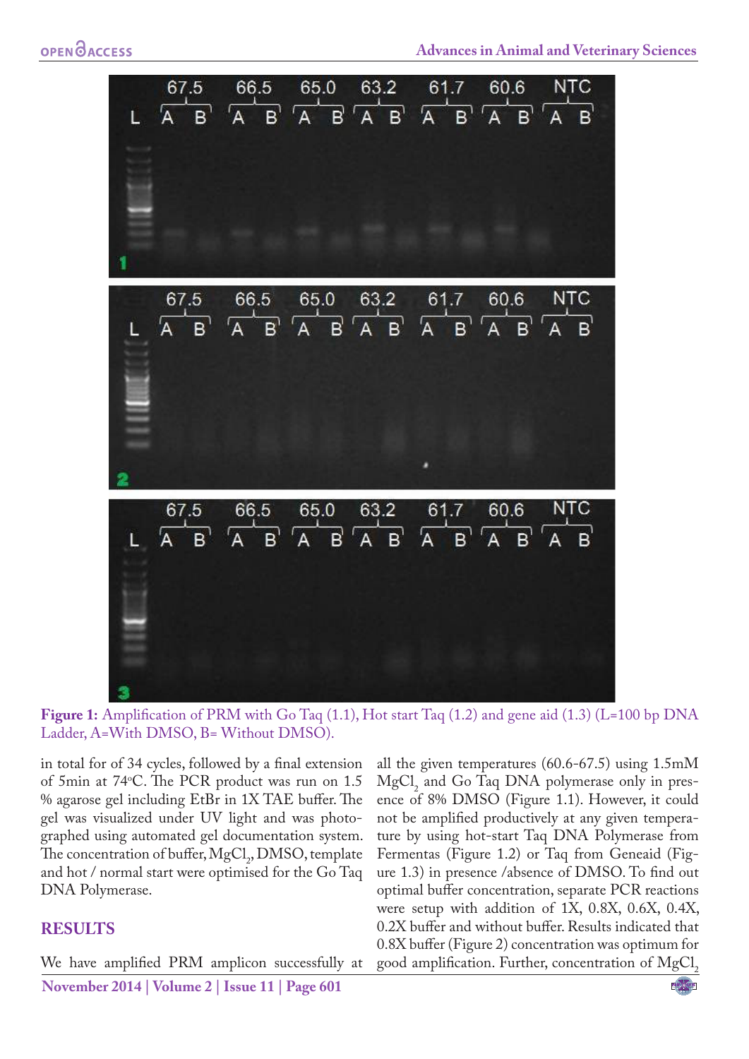Figure 1: Amplification of PRM with Go Taq (1.1), Hot start Taq (1.2) and gene aid (1.3) (L=100 bp DNA Ladder, A=With DMSO, B= Without DMSO).

in total for of 34 cycles, followed by a final extension of 5min at 74°C. The PCR product was run on 1.5 % agarose gel including EtBr in 1X TAE buffer. The gel was visualized under UV light and was photographed using automated gel documentation system. The concentration of buffer, $MgCl_2$, DMSO, template and hot / normal start were optimised for the Go Taq DNA Polymerase.

## RESULTS

We have amplified PRM amplicon successfully at all the given temperatures (60.6-67.5) using 1.5mM $MgCl_2$ and Go Taq DNA polymerase only in presence of 8% DMSO (Figure 1.1). However, it could not be amplified productively at any given temperature by using hot-start Taq DNA Polymerase from Fermentas (Figure 1.2) or Taq from Geneaid (Figure 1.3) in presence /absence of DMSO. To find out optimal buffer concentration, separate PCR reactions were setup with addition of 1X, 0.8X, 0.6X, 0.4X, 0.2X buffer and without buffer. Results indicated that 0.8X buffer (Figure 2) concentration was optimum for good amplification. Further, concentration of $MgCl_2$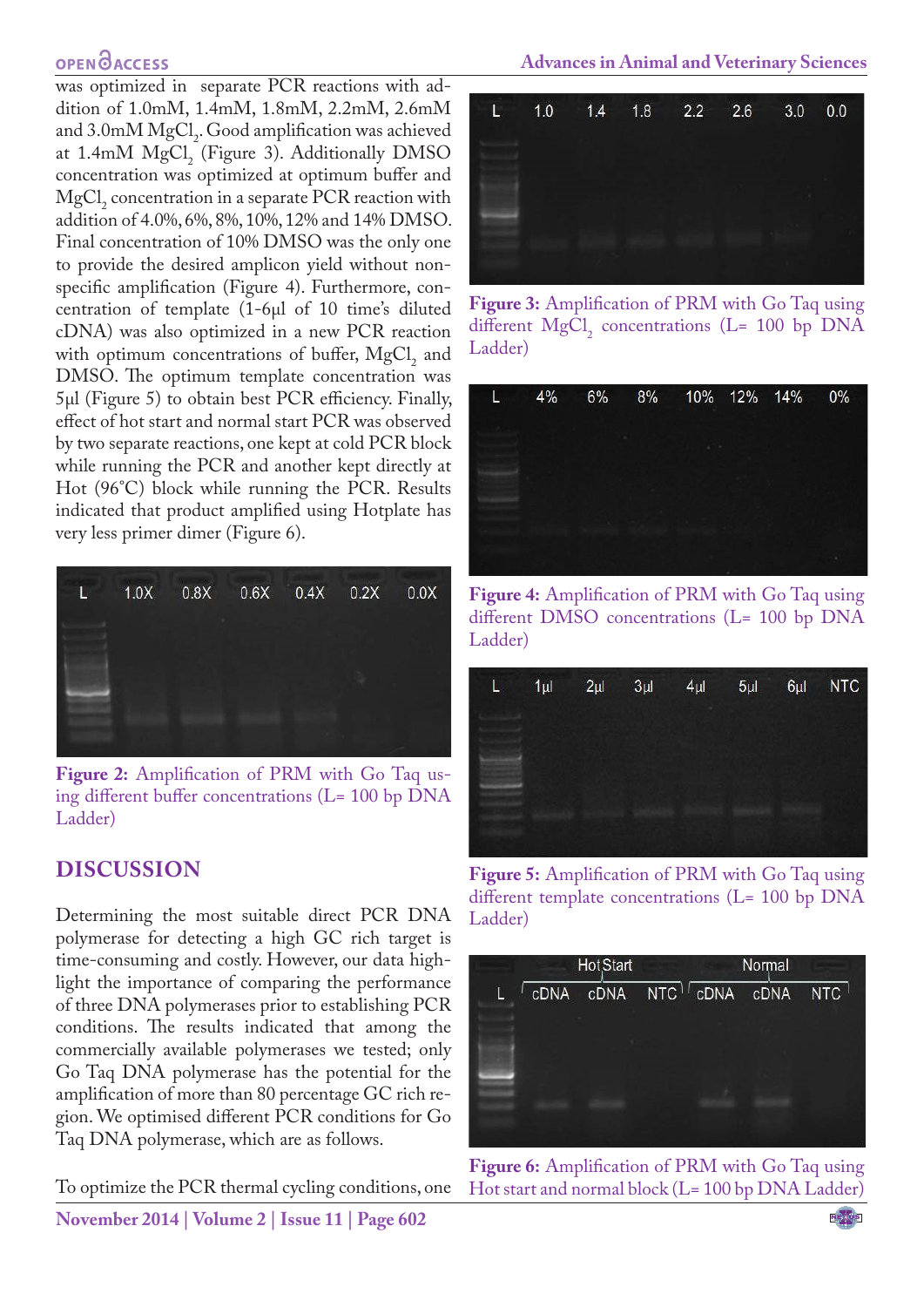was optimized in separate PCR reactions with addition of 1.0mM, 1.4mM, 1.8mM, 2.2mM, 2.6mM and 3.0mM $MgCl_2$. Good amplification was achieved at 1.4mM $MgCl_2$ (Figure 3). Additionally DMSO concentration was optimized at optimum buffer and $MgCl_2$ concentration in a separate PCR reaction with addition of 4.0%, 6%, 8%, 10%, 12% and 14% DMSO. Final concentration of 10% DMSO was the only one to provide the desired amplicon yield without non-specific amplification (Figure 4). Furthermore, concentration of template (1-6µl of 10 time's diluted cDNA) was also optimized in a new PCR reaction with optimum concentrations of buffer, $MgCl_2$ and DMSO. The optimum template concentration was 5µl (Figure 5) to obtain best PCR efficiency. Finally, effect of hot start and normal start PCR was observed by two separate reactions, one kept at cold PCR block while running the PCR and another kept directly at Hot (96°C) block while running the PCR. Results indicated that product amplified using Hotplate has very less primer dimer (Figure 6).

**Figure 2:** Amplification of PRM with Go Taq using different buffer concentrations (L= 100 bp DNA Ladder)

**Figure 3:** Amplification of PRM with Go Taq using different $MgCl_2$ concentrations (L= 100 bp DNA Ladder)

**Figure 4:** Amplification of PRM with Go Taq using different DMSO concentrations (L= 100 bp DNA Ladder)

**Figure 5:** Amplification of PRM with Go Taq using different template concentrations (L= 100 bp DNA Ladder)

**Figure 6:** Amplification of PRM with Go Taq using Hot start and normal block (L= 100 bp DNA Ladder)

## DISCUSSION

Determining the most suitable direct PCR DNA polymerase for detecting a high GC rich target is time-consuming and costly. However, our data highlight the importance of comparing the performance of three DNA polymerases prior to establishing PCR conditions. The results indicated that among the commercially available polymerases we tested; only Go Taq DNA polymerase has the potential for the amplification of more than 80 percentage GC rich region. We optimised different PCR conditions for Go Taq DNA polymerase, which are as follows.

To optimize the PCR thermal cycling conditions, one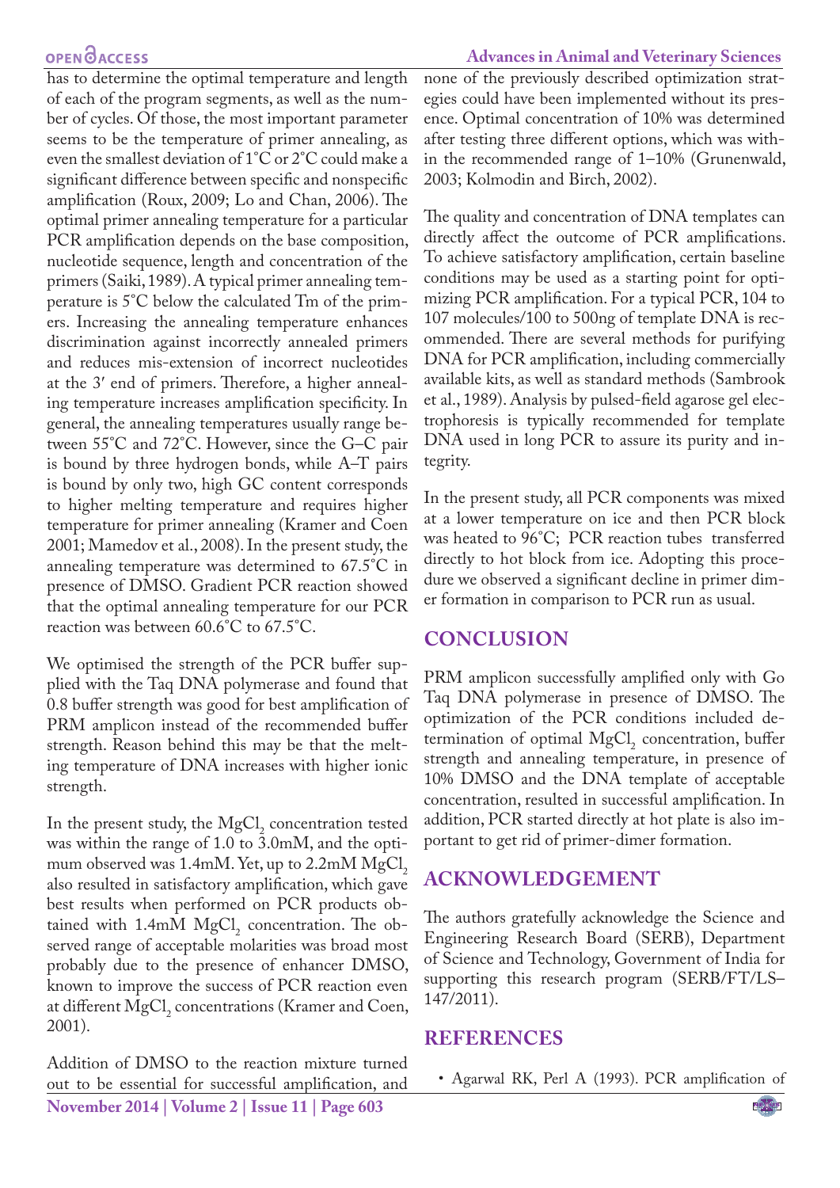has to determine the optimal temperature and length of each of the program segments, as well as the number of cycles. Of those, the most important parameter seems to be the temperature of primer annealing, as even the smallest deviation of 1˚C or 2˚C could make a significant difference between specific and nonspecific amplification (Roux, 2009; Lo and Chan, 2006). The optimal primer annealing temperature for a particular PCR amplification depends on the base composition, nucleotide sequence, length and concentration of the primers (Saiki, 1989). A typical primer annealing temperature is 5˚C below the calculated Tm of the primers. Increasing the annealing temperature enhances discrimination against incorrectly annealed primers and reduces mis-extension of incorrect nucleotides at the 3′ end of primers. Therefore, a higher annealing temperature increases amplification specificity. In general, the annealing temperatures usually range between 55˚C and 72˚C. However, since the G–C pair is bound by three hydrogen bonds, while A–T pairs is bound by only two, high GC content corresponds to higher melting temperature and requires higher temperature for primer annealing (Kramer and Coen 2001; Mamedov et al., 2008). In the present study, the annealing temperature was determined to 67.5˚C in presence of DMSO. Gradient PCR reaction showed that the optimal annealing temperature for our PCR reaction was between 60.6˚C to 67.5˚C.

We optimised the strength of the PCR buffer supplied with the Taq DNA polymerase and found that 0.8 buffer strength was good for best amplification of PRM amplicon instead of the recommended buffer strength. Reason behind this may be that the melting temperature of DNA increases with higher ionic strength.

In the present study, the $MgCl_2$ concentration tested was within the range of 1.0 to 3.0mM, and the optimum observed was 1.4mM. Yet, up to 2.2mM $MgCl_2$ also resulted in satisfactory amplification, which gave best results when performed on PCR products obtained with 1.4mM $MgCl_2$ concentration. The observed range of acceptable molarities was broad most probably due to the presence of enhancer DMSO, known to improve the success of PCR reaction even at different $MgCl_2$ concentrations (Kramer and Coen, 2001).

Addition of DMSO to the reaction mixture turned out to be essential for successful amplification, and none of the previously described optimization strategies could have been implemented without its presence. Optimal concentration of 10% was determined after testing three different options, which was within the recommended range of 1–10% (Grunenwald, 2003; Kolmodin and Birch, 2002).

The quality and concentration of DNA templates can directly affect the outcome of PCR amplifications. To achieve satisfactory amplification, certain baseline conditions may be used as a starting point for optimizing PCR amplification. For a typical PCR, 104 to 107 molecules/100 to 500ng of template DNA is recommended. There are several methods for purifying DNA for PCR amplification, including commercially available kits, as well as standard methods (Sambrook et al., 1989). Analysis by pulsed-field agarose gel electrophoresis is typically recommended for template DNA used in long PCR to assure its purity and integrity.

In the present study, all PCR components was mixed at a lower temperature on ice and then PCR block was heated to 96˚C; PCR reaction tubes transferred directly to hot block from ice. Adopting this procedure we observed a significant decline in primer dimer formation in comparison to PCR run as usual.

## CONCLUSION

PRM amplicon successfully amplified only with Go Taq DNA polymerase in presence of DMSO. The optimization of the PCR conditions included determination of optimal $MgCl_2$ concentration, buffer strength and annealing temperature, in presence of 10% DMSO and the DNA template of acceptable concentration, resulted in successful amplification. In addition, PCR started directly at hot plate is also important to get rid of primer-dimer formation.

## ACKNOWLEDGEMENT

The authors gratefully acknowledge the Science and Engineering Research Board (SERB), Department of Science and Technology, Government of India for supporting this research program (SERB/FT/LS–147/2011).

## REFERENCES

- Agarwal RK, Perl A (1993). PCR amplification of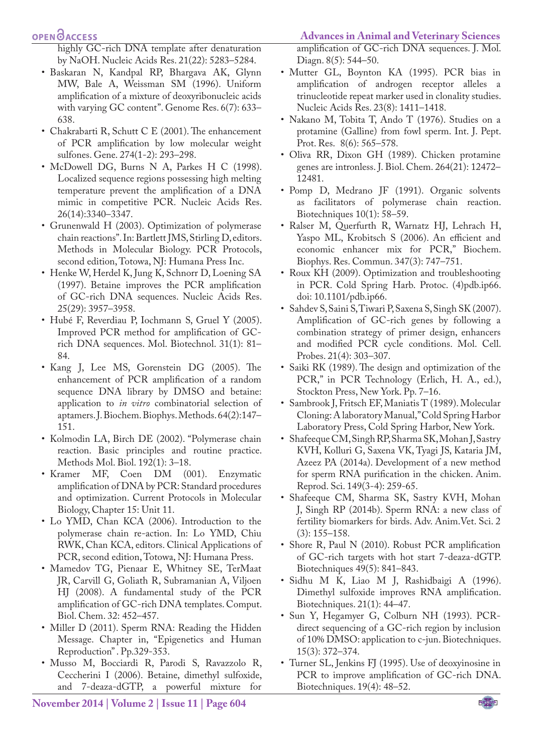highly GC-rich DNA template after denaturation by NaOH. Nucleic Acids Res. 21(22): 5283–5284.

- Baskaran N, Kandpal RP, Bhargava AK, Glynn MW, Bale A, Weissman SM (1996). Uniform amplification of a mixture of deoxyribonucleic acids with varying GC content". Genome Res. 6(7): 633–638.
- Chakrabarti R, Schutt C E (2001). The enhancement of PCR amplification by low molecular weight sulfones. Gene. 274(1-2): 293–298.
- McDowell DG, Burns N A, Parkes H C (1998). Localized sequence regions possessing high melting temperature prevent the amplification of a DNA mimic in competitive PCR. Nucleic Acids Res. 26(14):3340–3347.
- Grunenwald H (2003). Optimization of polymerase chain reactions". In: Bartlett JMS, Stirling D, editors. Methods in Molecular Biology. PCR Protocols, second edition, Totowa, NJ: Humana Press Inc.
- Henke W, Herdel K, Jung K, Schnorr D, Loening SA (1997). Betaine improves the PCR amplification of GC-rich DNA sequences. Nucleic Acids Res. 25(29): 3957–3958.
- Hubé F, Reverdiau P, Iochmann S, Gruel Y (2005). Improved PCR method for amplification of GC-rich DNA sequences. Mol. Biotechnol. 31(1): 81–84.
- Kang J, Lee MS, Gorenstein DG (2005). The enhancement of PCR amplification of a random sequence DNA library by DMSO and betaine: application to *in vitro* combinatorial selection of aptamers. J. Biochem. Biophys. Methods. 64(2):147–151.
- Kolmodin LA, Birch DE (2002). "Polymerase chain reaction. Basic principles and routine practice. Methods Mol. Biol. 192(1): 3–18.
- Kramer MF, Coen DM (001). Enzymatic amplification of DNA by PCR: Standard procedures and optimization. Current Protocols in Molecular Biology, Chapter 15: Unit 11.
- Lo YMD, Chan KCA (2006). Introduction to the polymerase chain re-action. In: Lo YMD, Chiu RWK, Chan KCA, editors. Clinical Applications of PCR, second edition, Totowa, NJ: Humana Press.
- Mamedov TG, Pienaar E, Whitney SE, TerMaat JR, Carvill G, Goliath R, Subramanian A, Viljoen HJ (2008). A fundamental study of the PCR amplification of GC-rich DNA templates. Comput. Biol. Chem. 32: 452–457.
- Miller D (2011). Sperm RNA: Reading the Hidden Message. Chapter in, "Epigenetics and Human Reproduction". Pp.329-353.
- Musso M, Bocciardi R, Parodi S, Ravazzolo R, Ceccherini I (2006). Betaine, dimethyl sulfoxide, and 7-deaza-dGTP, a powerful mixture for amplification of GC-rich DNA sequences. J. Mol. Diagn. 8(5): 544–50.
- Mutter GL, Boynton KA (1995). PCR bias in amplification of androgen receptor alleles a trinucleotide repeat marker used in clonality studies. Nucleic Acids Res. 23(8): 1411–1418.
- Nakano M, Tobita T, Ando T (1976). Studies on a protamine (Galline) from fowl sperm. Int. J. Pept. Prot. Res. 8(6): 565–578.
- Oliva RR, Dixon GH (1989). Chicken protamine genes are intronless. J. Biol. Chem. 264(21): 12472–12481.
- Pomp D, Medrano JF (1991). Organic solvents as facilitators of polymerase chain reaction. Biotechniques 10(1): 58–59.
- Ralser M, Querfurth R, Warnatz HJ, Lehrach H, Yaspo ML, Krobitsch S (2006). An efficient and economic enhancer mix for PCR," Biochem. Biophys. Res. Commun. 347(3): 747–751.
- Roux KH (2009). Optimization and troubleshooting in PCR. Cold Spring Harb. Protoc. (4)pdb.ip66. doi: 10.1101/pdb.ip66.
- Sahdev S, Saini S, Tiwari P, Saxena S, Singh SK (2007). Amplification of GC-rich genes by following a combination strategy of primer design, enhancers and modified PCR cycle conditions. Mol. Cell. Probes. 21(4): 303–307.
- Saiki RK (1989). The design and optimization of the PCR," in PCR Technology (Erlich, H. A., ed.), Stockton Press, New York. Pp. 7–16.
- Sambrook J, Fritsch EF, Maniatis T (1989). Molecular Cloning: A laboratory Manual," Cold Spring Harbor Laboratory Press, Cold Spring Harbor, New York.
- Shafeeque CM, Singh RP, Sharma SK, Mohan J, Sastry KVH, Kolluri G, Saxena VK, Tyagi JS, Kataria JM, Azeez PA (2014a). Development of a new method for sperm RNA purification in the chicken. Anim. Reprod. Sci. 149(3-4): 259-65.
- Shafeeque CM, Sharma SK, Sastry KVH, Mohan J, Singh RP (2014b). Sperm RNA: a new class of fertility biomarkers for birds. Adv. Anim.Vet. Sci. 2 (3): 155–158.
- Shore R, Paul N (2010). Robust PCR amplification of GC-rich targets with hot start 7-deaza-dGTP. Biotechniques 49(5): 841–843.
- Sidhu M K, Liao M J, Rashidbaigi A (1996). Dimethyl sulfoxide improves RNA amplification. Biotechniques. 21(1): 44–47.
- Sun Y, Hegamyer G, Colburn NH (1993). PCR-direct sequencing of a GC-rich region by inclusion of 10% DMSO: application to c-jun. Biotechniques. 15(3): 372–374.
- Turner SL, Jenkins FJ (1995). Use of deoxyinosine in PCR to improve amplification of GC-rich DNA. Biotechniques. 19(4): 48–52.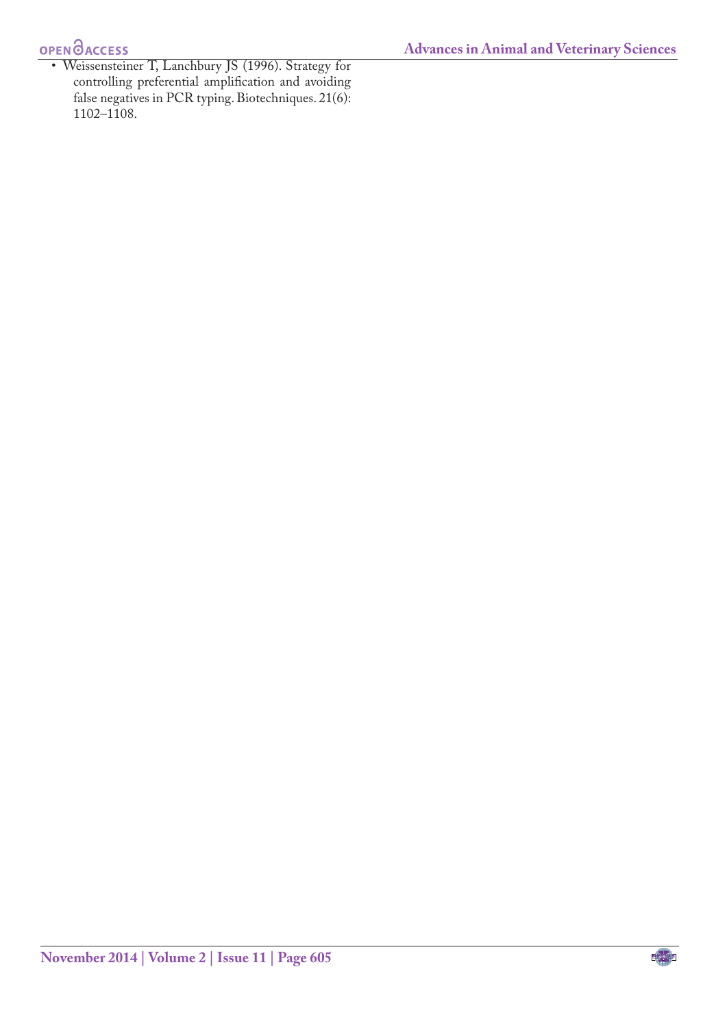- Weissensteiner T, Lanchbury JS (1996). Strategy for controlling preferential amplification and avoiding false negatives in PCR typing. Biotechniques. 21(6): 1102–1108.